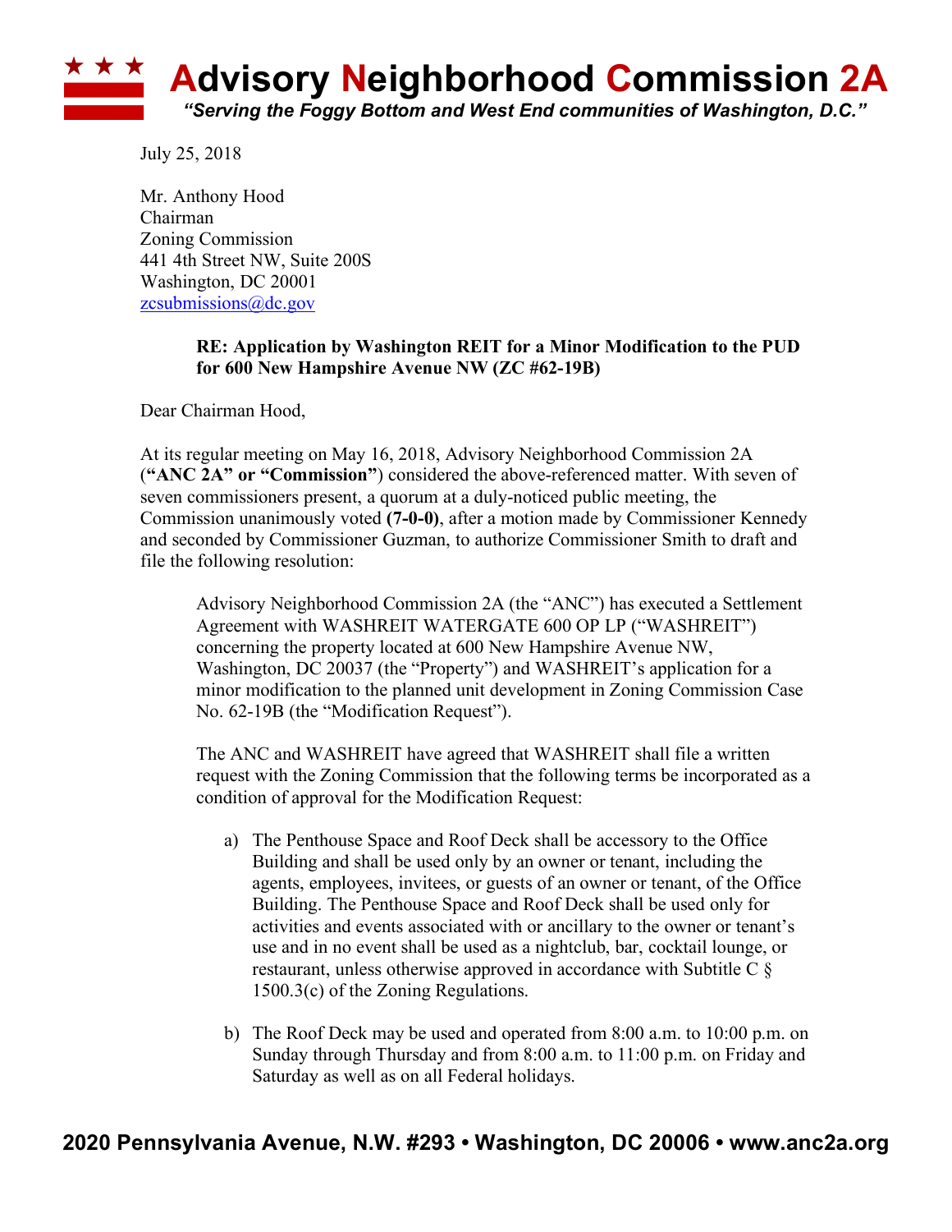# Advisory Neighborhood Commission 2A

*"Serving the Foggy Bottom and West End communities of Washington, D.C."*

July 25, 2018

Mr. Anthony Hood
Chairman
Zoning Commission
441 4th Street NW, Suite 200S
Washington, DC 20001
zcsubmissions@dc.gov

**RE: Application by Washington REIT for a Minor Modification to the PUD for 600 New Hampshire Avenue NW (ZC #62-19B)**

Dear Chairman Hood,

At its regular meeting on May 16, 2018, Advisory Neighborhood Commission 2A (**"ANC 2A" or "Commission"**) considered the above-referenced matter. With seven of seven commissioners present, a quorum at a duly-noticed public meeting, the Commission unanimously voted **(7-0-0)**, after a motion made by Commissioner Kennedy and seconded by Commissioner Guzman, to authorize Commissioner Smith to draft and file the following resolution:

> Advisory Neighborhood Commission 2A (the "ANC") has executed a Settlement Agreement with WASHREIT WATERGATE 600 OP LP ("WASHREIT") concerning the property located at 600 New Hampshire Avenue NW, Washington, DC 20037 (the "Property") and WASHREIT's application for a minor modification to the planned unit development in Zoning Commission Case No. 62-19B (the "Modification Request").
>
> The ANC and WASHREIT have agreed that WASHREIT shall file a written request with the Zoning Commission that the following terms be incorporated as a condition of approval for the Modification Request:
>
> a) The Penthouse Space and Roof Deck shall be accessory to the Office Building and shall be used only by an owner or tenant, including the agents, employees, invitees, or guests of an owner or tenant, of the Office Building. The Penthouse Space and Roof Deck shall be used only for activities and events associated with or ancillary to the owner or tenant's use and in no event shall be used as a nightclub, bar, cocktail lounge, or restaurant, unless otherwise approved in accordance with Subtitle C § 1500.3(c) of the Zoning Regulations.
>
> b) The Roof Deck may be used and operated from 8:00 a.m. to 10:00 p.m. on Sunday through Thursday and from 8:00 a.m. to 11:00 p.m. on Friday and Saturday as well as on all Federal holidays.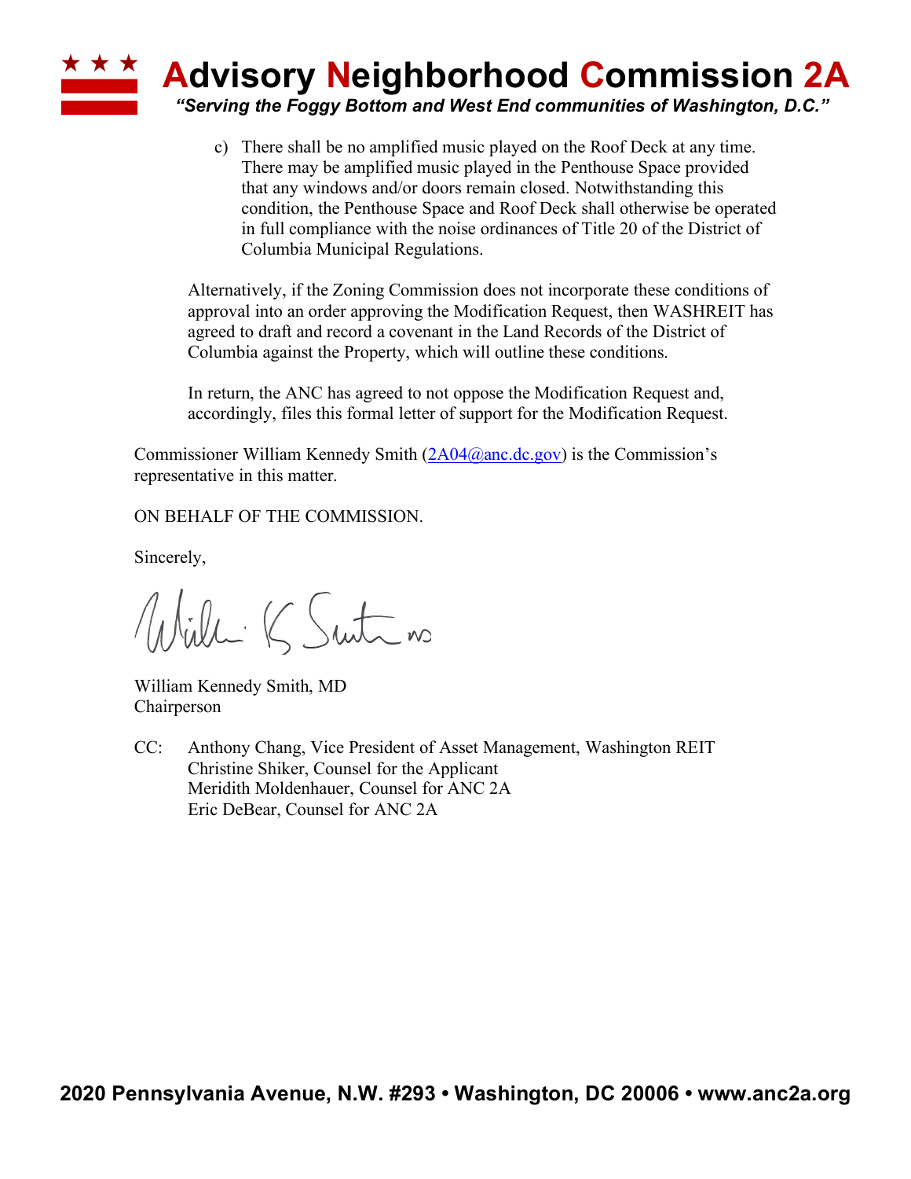c) There shall be no amplified music played on the Roof Deck at any time. There may be amplified music played in the Penthouse Space provided that any windows and/or doors remain closed. Notwithstanding this condition, the Penthouse Space and Roof Deck shall otherwise be operated in full compliance with the noise ordinances of Title 20 of the District of Columbia Municipal Regulations.

Alternatively, if the Zoning Commission does not incorporate these conditions of approval into an order approving the Modification Request, then WASHREIT has agreed to draft and record a covenant in the Land Records of the District of Columbia against the Property, which will outline these conditions.

In return, the ANC has agreed to not oppose the Modification Request and, accordingly, files this formal letter of support for the Modification Request.

Commissioner William Kennedy Smith (2A04@anc.dc.gov) is the Commission's representative in this matter.

ON BEHALF OF THE COMMISSION.

Sincerely,

William Kennedy Smith, MD
Chairperson

CC: Anthony Chang, Vice President of Asset Management, Washington REIT
Christine Shiker, Counsel for the Applicant
Meridith Moldenhauer, Counsel for ANC 2A
Eric DeBear, Counsel for ANC 2A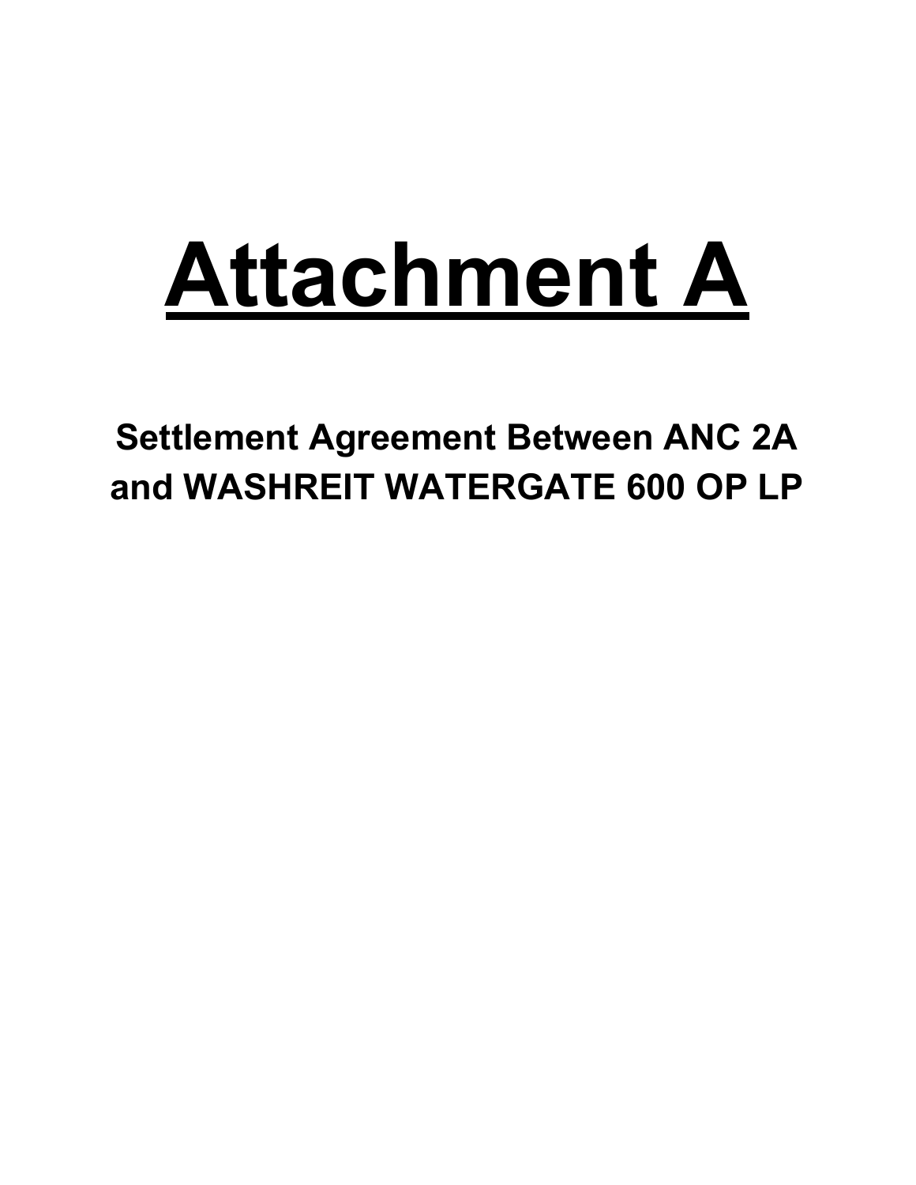# Attachment A

## Settlement Agreement Between ANC 2A and WASHREIT WATERGATE 600 OP LP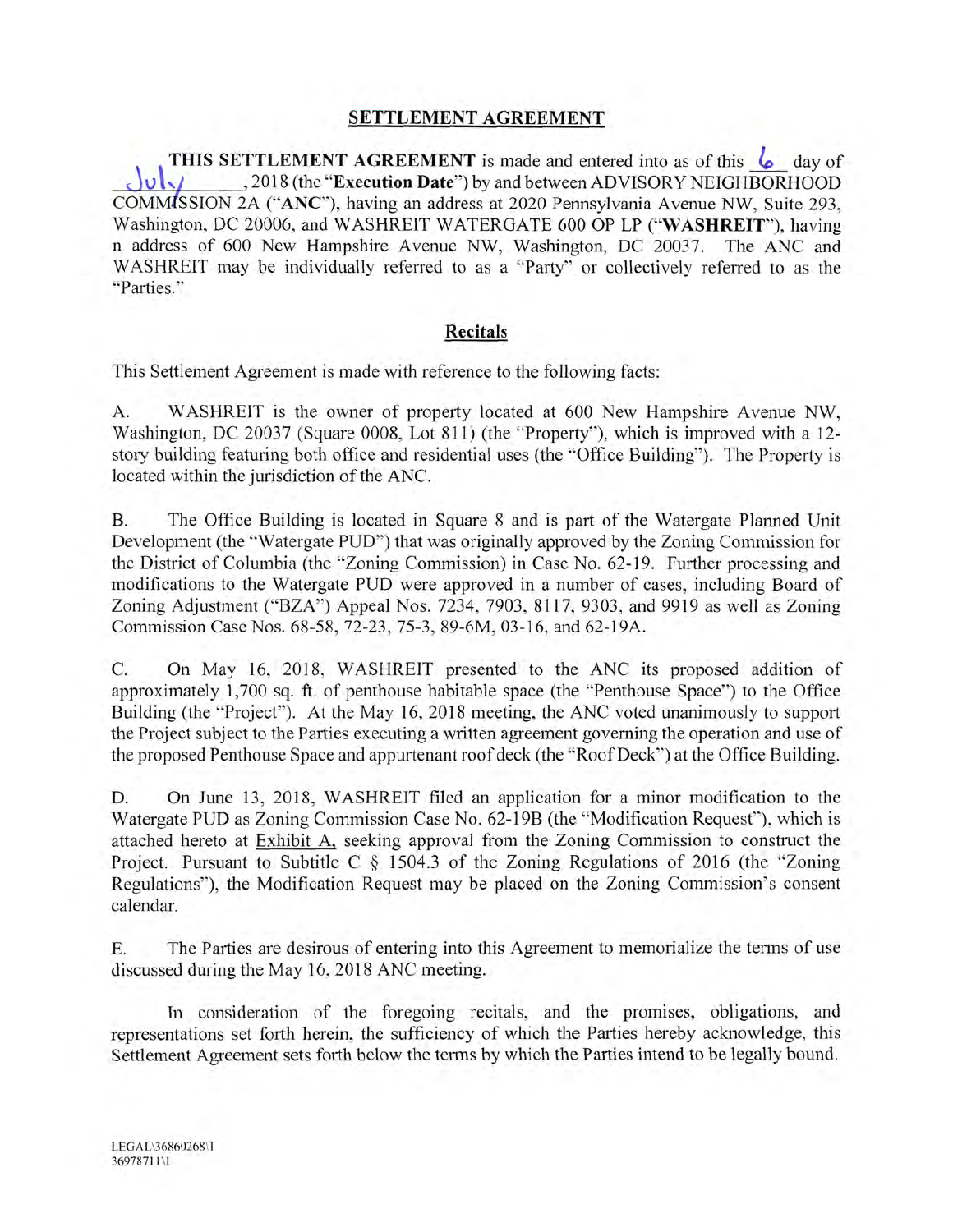## SETTLEMENT AGREEMENT

**THIS SETTLEMENT AGREEMENT** is made and entered into as of this 6 day of July, 2018 (the "**Execution Date**") by and between ADVISORY NEIGHBORHOOD COMMISSION 2A ("**ANC**"), having an address at 2020 Pennsylvania Avenue NW, Suite 293, Washington, DC 20006, and WASHREIT WATERGATE 600 OP LP ("**WASHREIT**"), having n address of 600 New Hampshire Avenue NW, Washington, DC 20037. The ANC and WASHREIT may be individually referred to as a "Party" or collectively referred to as the "Parties."

### Recitals

This Settlement Agreement is made with reference to the following facts:

A. WASHREIT is the owner of property located at 600 New Hampshire Avenue NW, Washington, DC 20037 (Square 0008, Lot 811) (the "Property"), which is improved with a 12-story building featuring both office and residential uses (the "Office Building"). The Property is located within the jurisdiction of the ANC.

B. The Office Building is located in Square 8 and is part of the Watergate Planned Unit Development (the "Watergate PUD") that was originally approved by the Zoning Commission for the District of Columbia (the "Zoning Commission) in Case No. 62-19. Further processing and modifications to the Watergate PUD were approved in a number of cases, including Board of Zoning Adjustment ("BZA") Appeal Nos. 7234, 7903, 8117, 9303, and 9919 as well as Zoning Commission Case Nos. 68-58, 72-23, 75-3, 89-6M, 03-16, and 62-19A.

C. On May 16, 2018, WASHREIT presented to the ANC its proposed addition of approximately 1,700 sq. ft. of penthouse habitable space (the "Penthouse Space") to the Office Building (the "Project"). At the May 16, 2018 meeting, the ANC voted unanimously to support the Project subject to the Parties executing a written agreement governing the operation and use of the proposed Penthouse Space and appurtenant roof deck (the "Roof Deck") at the Office Building.

D. On June 13, 2018, WASHREIT filed an application for a minor modification to the Watergate PUD as Zoning Commission Case No. 62-19B (the "Modification Request"), which is attached hereto at Exhibit A, seeking approval from the Zoning Commission to construct the Project. Pursuant to Subtitle C § 1504.3 of the Zoning Regulations of 2016 (the "Zoning Regulations"), the Modification Request may be placed on the Zoning Commission's consent calendar.

E. The Parties are desirous of entering into this Agreement to memorialize the terms of use discussed during the May 16, 2018 ANC meeting.

In consideration of the foregoing recitals, and the promises, obligations, and representations set forth herein, the sufficiency of which the Parties hereby acknowledge, this Settlement Agreement sets forth below the terms by which the Parties intend to be legally bound.

LEGAL\36860268\1
36978711\1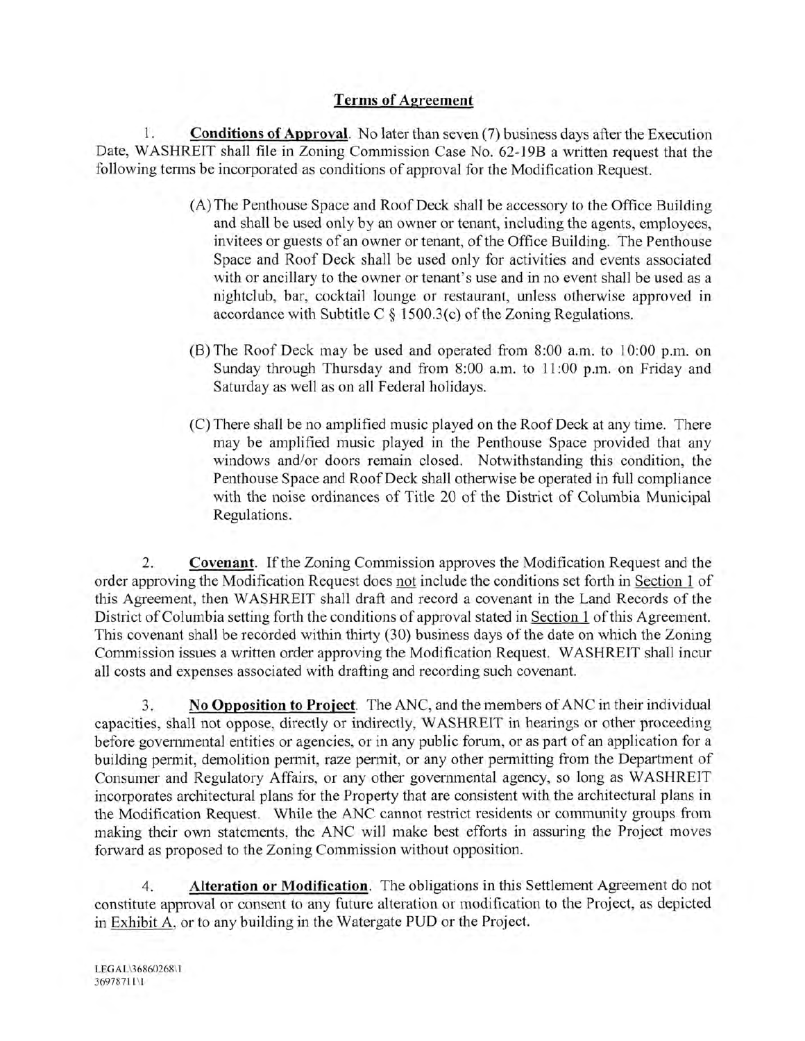## Terms of Agreement

1. **Conditions of Approval**. No later than seven (7) business days after the Execution Date, WASHREIT shall file in Zoning Commission Case No. 62-19B a written request that the following terms be incorporated as conditions of approval for the Modification Request.

(A) The Penthouse Space and Roof Deck shall be accessory to the Office Building and shall be used only by an owner or tenant, including the agents, employees, invitees or guests of an owner or tenant, of the Office Building. The Penthouse Space and Roof Deck shall be used only for activities and events associated with or ancillary to the owner or tenant's use and in no event shall be used as a nightclub, bar, cocktail lounge or restaurant, unless otherwise approved in accordance with Subtitle C § 1500.3(c) of the Zoning Regulations.

(B) The Roof Deck may be used and operated from 8:00 a.m. to 10:00 p.m. on Sunday through Thursday and from 8:00 a.m. to 11:00 p.m. on Friday and Saturday as well as on all Federal holidays.

(C) There shall be no amplified music played on the Roof Deck at any time. There may be amplified music played in the Penthouse Space provided that any windows and/or doors remain closed. Notwithstanding this condition, the Penthouse Space and Roof Deck shall otherwise be operated in full compliance with the noise ordinances of Title 20 of the District of Columbia Municipal Regulations.

2. **Covenant**. If the Zoning Commission approves the Modification Request and the order approving the Modification Request does not include the conditions set forth in Section 1 of this Agreement, then WASHREIT shall draft and record a covenant in the Land Records of the District of Columbia setting forth the conditions of approval stated in Section 1 of this Agreement. This covenant shall be recorded within thirty (30) business days of the date on which the Zoning Commission issues a written order approving the Modification Request. WASHREIT shall incur all costs and expenses associated with drafting and recording such covenant.

3. **No Opposition to Project**. The ANC, and the members of ANC in their individual capacities, shall not oppose, directly or indirectly, WASHREIT in hearings or other proceeding before governmental entities or agencies, or in any public forum, or as part of an application for a building permit, demolition permit, raze permit, or any other permitting from the Department of Consumer and Regulatory Affairs, or any other governmental agency, so long as WASHREIT incorporates architectural plans for the Property that are consistent with the architectural plans in the Modification Request. While the ANC cannot restrict residents or community groups from making their own statements, the ANC will make best efforts in assuring the Project moves forward as proposed to the Zoning Commission without opposition.

4. **Alteration or Modification**. The obligations in this Settlement Agreement do not constitute approval or consent to any future alteration or modification to the Project, as depicted in Exhibit A, or to any building in the Watergate PUD or the Project.

LEGAL\36860268\1
36978711\1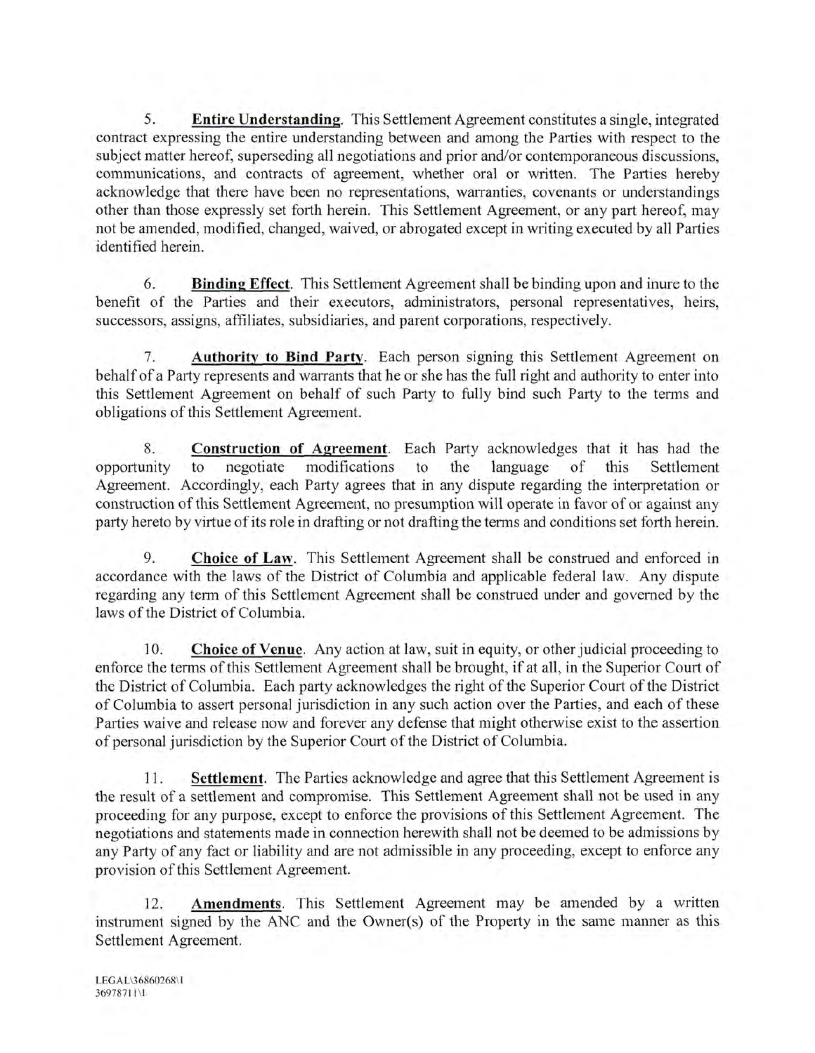5. **Entire Understanding**. This Settlement Agreement constitutes a single, integrated contract expressing the entire understanding between and among the Parties with respect to the subject matter hereof, superseding all negotiations and prior and/or contemporaneous discussions, communications, and contracts of agreement, whether oral or written. The Parties hereby acknowledge that there have been no representations, warranties, covenants or understandings other than those expressly set forth herein. This Settlement Agreement, or any part hereof, may not be amended, modified, changed, waived, or abrogated except in writing executed by all Parties identified herein.

6. **Binding Effect**. This Settlement Agreement shall be binding upon and inure to the benefit of the Parties and their executors, administrators, personal representatives, heirs, successors, assigns, affiliates, subsidiaries, and parent corporations, respectively.

7. **Authority to Bind Party**. Each person signing this Settlement Agreement on behalf of a Party represents and warrants that he or she has the full right and authority to enter into this Settlement Agreement on behalf of such Party to fully bind such Party to the terms and obligations of this Settlement Agreement.

8. **Construction of Agreement**. Each Party acknowledges that it has had the opportunity to negotiate modifications to the language of this Settlement Agreement. Accordingly, each Party agrees that in any dispute regarding the interpretation or construction of this Settlement Agreement, no presumption will operate in favor of or against any party hereto by virtue of its role in drafting or not drafting the terms and conditions set forth herein.

9. **Choice of Law**. This Settlement Agreement shall be construed and enforced in accordance with the laws of the District of Columbia and applicable federal law. Any dispute regarding any term of this Settlement Agreement shall be construed under and governed by the laws of the District of Columbia.

10. **Choice of Venue**. Any action at law, suit in equity, or other judicial proceeding to enforce the terms of this Settlement Agreement shall be brought, if at all, in the Superior Court of the District of Columbia. Each party acknowledges the right of the Superior Court of the District of Columbia to assert personal jurisdiction in any such action over the Parties, and each of these Parties waive and release now and forever any defense that might otherwise exist to the assertion of personal jurisdiction by the Superior Court of the District of Columbia.

11. **Settlement**. The Parties acknowledge and agree that this Settlement Agreement is the result of a settlement and compromise. This Settlement Agreement shall not be used in any proceeding for any purpose, except to enforce the provisions of this Settlement Agreement. The negotiations and statements made in connection herewith shall not be deemed to be admissions by any Party of any fact or liability and are not admissible in any proceeding, except to enforce any provision of this Settlement Agreement.

12. **Amendments**. This Settlement Agreement may be amended by a written instrument signed by the ANC and the Owner(s) of the Property in the same manner as this Settlement Agreement.

LEGAL\36860268\1
36978711\1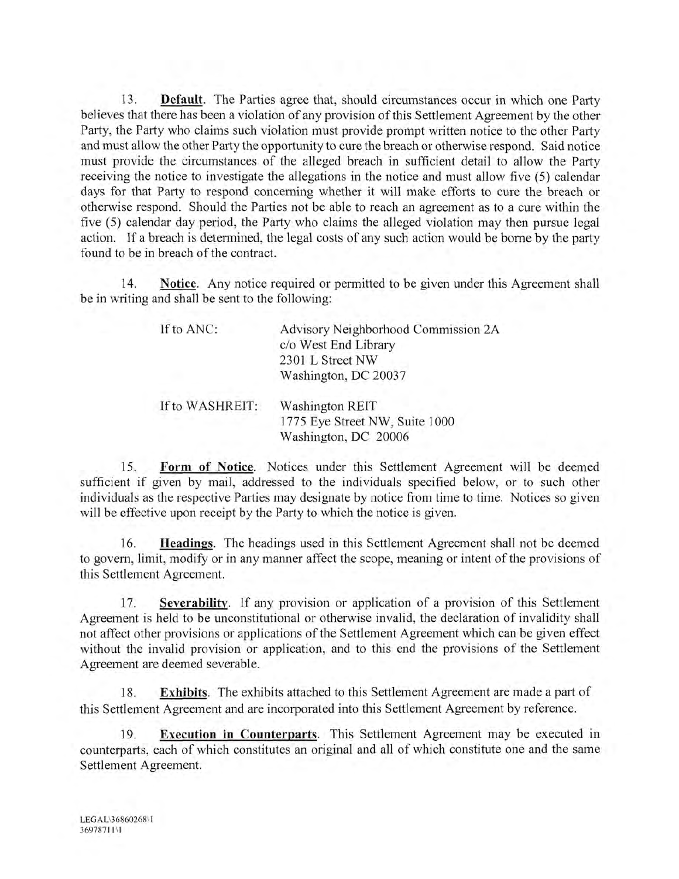13. **Default**. The Parties agree that, should circumstances occur in which one Party believes that there has been a violation of any provision of this Settlement Agreement by the other Party, the Party who claims such violation must provide prompt written notice to the other Party and must allow the other Party the opportunity to cure the breach or otherwise respond. Said notice must provide the circumstances of the alleged breach in sufficient detail to allow the Party receiving the notice to investigate the allegations in the notice and must allow five (5) calendar days for that Party to respond concerning whether it will make efforts to cure the breach or otherwise respond. Should the Parties not be able to reach an agreement as to a cure within the five (5) calendar day period, the Party who claims the alleged violation may then pursue legal action. If a breach is determined, the legal costs of any such action would be borne by the party found to be in breach of the contract.

14. **Notice**. Any notice required or permitted to be given under this Agreement shall be in writing and shall be sent to the following:

If to ANC:

Advisory Neighborhood Commission 2A
c/o West End Library
2301 L Street NW
Washington, DC 20037

If to WASHREIT:

Washington REIT
1775 Eye Street NW, Suite 1000
Washington, DC 20006

15. **Form of Notice**. Notices under this Settlement Agreement will be deemed sufficient if given by mail, addressed to the individuals specified below, or to such other individuals as the respective Parties may designate by notice from time to time. Notices so given will be effective upon receipt by the Party to which the notice is given.

16. **Headings**. The headings used in this Settlement Agreement shall not be deemed to govern, limit, modify or in any manner affect the scope, meaning or intent of the provisions of this Settlement Agreement.

17. **Severability**. If any provision or application of a provision of this Settlement Agreement is held to be unconstitutional or otherwise invalid, the declaration of invalidity shall not affect other provisions or applications of the Settlement Agreement which can be given effect without the invalid provision or application, and to this end the provisions of the Settlement Agreement are deemed severable.

18. **Exhibits**. The exhibits attached to this Settlement Agreement are made a part of this Settlement Agreement and are incorporated into this Settlement Agreement by reference.

19. **Execution in Counterparts**. This Settlement Agreement may be executed in counterparts, each of which constitutes an original and all of which constitute one and the same Settlement Agreement.

LEGAL\36860268\1
36978711\1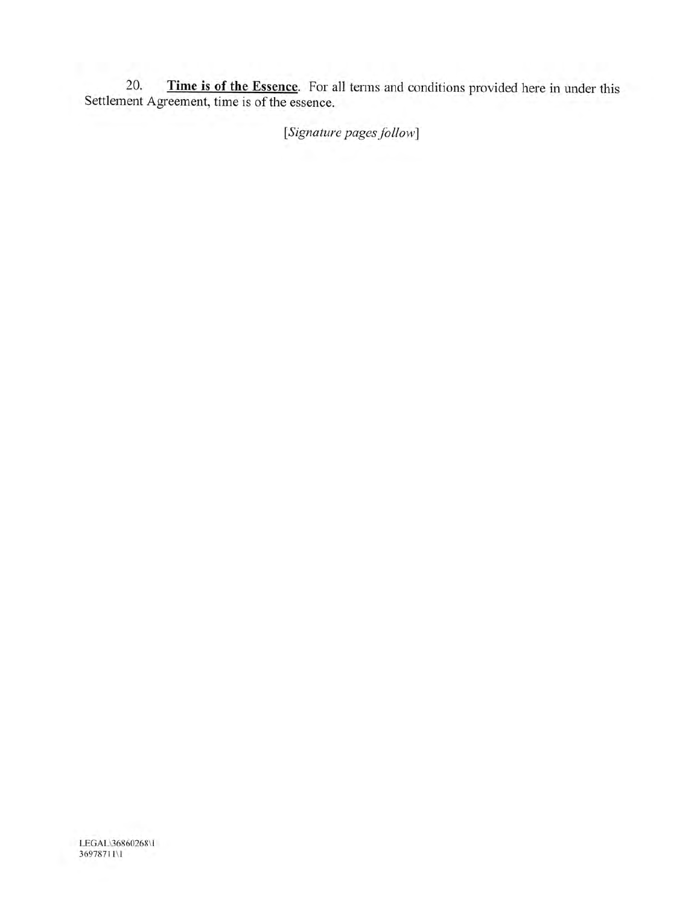20. **Time is of the Essence**. For all terms and conditions provided here in under this Settlement Agreement, time is of the essence.

*[Signature pages follow]*

LEGAL\36860268\1
36978711\1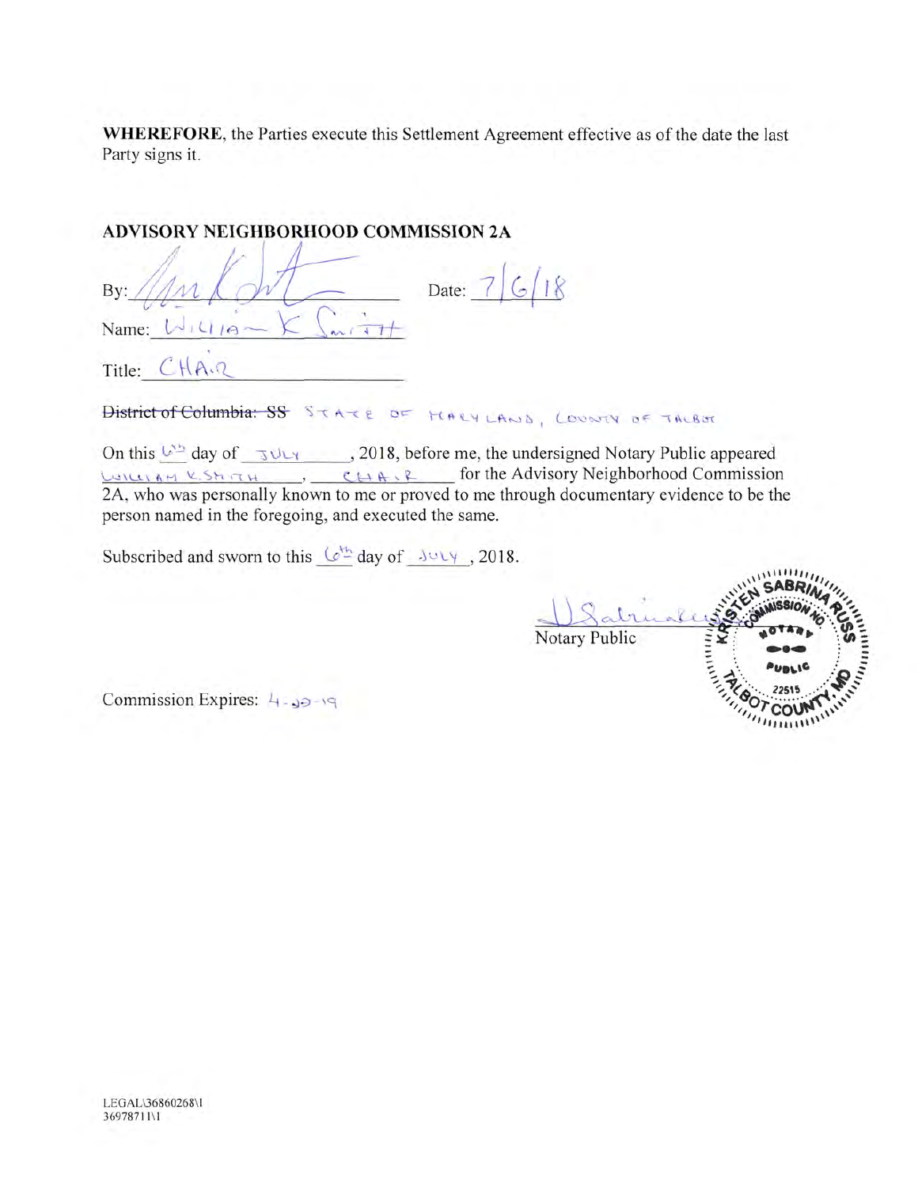**WHEREFORE**, the Parties execute this Settlement Agreement effective as of the date the last Party signs it.

**ADVISORY NEIGHBORHOOD COMMISSION 2A**

By: _[signature]_ Date: 7/6/18

Name: William K Smith

Title: CHAIR

~~District of Columbia: SS~~ STATE OF MARYLAND, COUNTY OF TALBOT

On this 6th day of JULY, 2018, before me, the undersigned Notary Public appeared WILLIAM K. SMITH, CHAIR for the Advisory Neighborhood Commission 2A, who was personally known to me or proved to me through documentary evidence to be the person named in the foregoing, and executed the same.

Subscribed and sworn to this 6th day of JULY, 2018.

_[signature]_
Notary Public

[Seal: KRISTEN SABRINA RUSS, COMMISSION NO. 22515, NOTARY PUBLIC, TALBOT COUNTY, MD]

Commission Expires: 4-22-19

LEGAL\36860268\1
36978711\1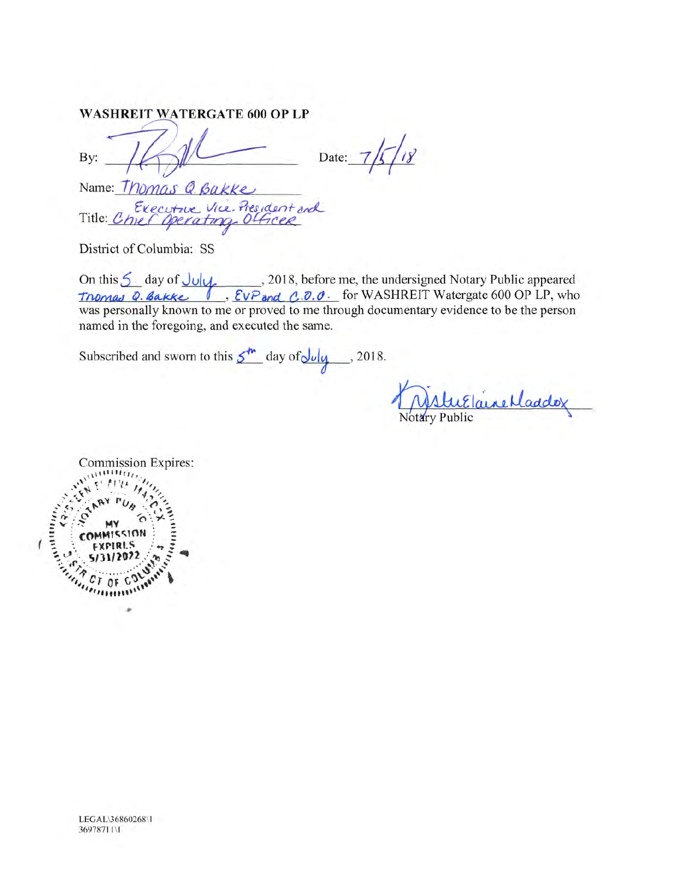**WASHREIT WATERGATE 600 OP LP**

By: _______________ Date: 7/5/18

Name: Thomas Q. Bakke

Title: Executive Vice President and Chief Operating Officer

District of Columbia: SS

On this 5 day of July, 2018, before me, the undersigned Notary Public appeared Thomas Q. Bakke, EVP and C.O.O. for WASHREIT Watergate 600 OP LP, who was personally known to me or proved to me through documentary evidence to be the person named in the foregoing, and executed the same.

Subscribed and sworn to this 5th day of July, 2018.

Kristen Elaine Maddox
Notary Public

Commission Expires:

KRISTEN ELAINE MADDOX
NOTARY PUBLIC
MY COMMISSION EXPIRES 5/31/2022
DISTRICT OF COLUMBIA

LEGAL\36860268\1
36978711\1